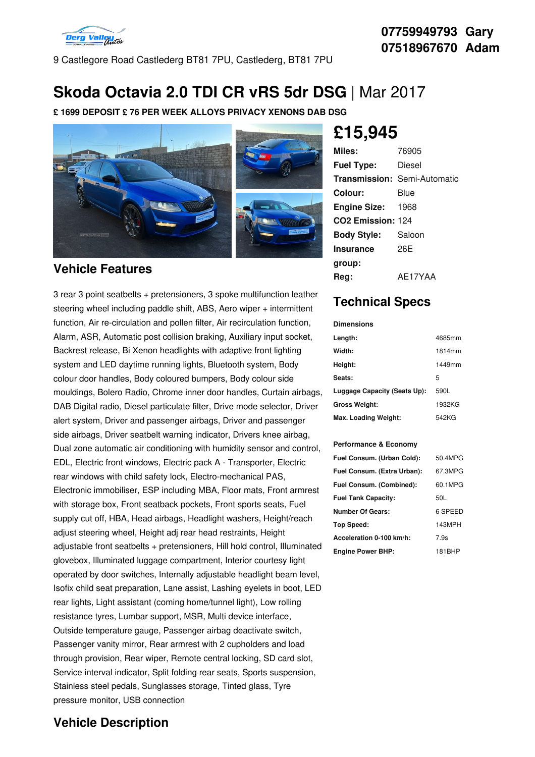07759949793 Gary
07518967670 Adam

9 Castlegore Road Castlederg BT81 7PU, Castlederg, BT81 7PU

# Skoda Octavia 2.0 TDI CR vRS 5dr DSG | Mar 2017

**£ 1699 DEPOSIT £ 76 PER WEEK ALLOYS PRIVACY XENONS DAB DSG**

## £15,945

| | |
|---|---|
| **Miles:** | 76905 |
| **Fuel Type:** | Diesel |
| **Transmission:** | Semi-Automatic |
| **Colour:** | Blue |
| **Engine Size:** | 1968 |
| **CO2 Emission:** | 124 |
| **Body Style:** | Saloon |
| **Insurance group:** | 26E |
| **Reg:** | AE17YAA |

## Vehicle Features

3 rear 3 point seatbelts + pretensioners, 3 spoke multifunction leather steering wheel including paddle shift, ABS, Aero wiper + intermittent function, Air re-circulation and pollen filter, Air recirculation function, Alarm, ASR, Automatic post collision braking, Auxiliary input socket, Backrest release, Bi Xenon headlights with adaptive front lighting system and LED daytime running lights, Bluetooth system, Body colour door handles, Body coloured bumpers, Body colour side mouldings, Bolero Radio, Chrome inner door handles, Curtain airbags, DAB Digital radio, Diesel particulate filter, Drive mode selector, Driver alert system, Driver and passenger airbags, Driver and passenger side airbags, Driver seatbelt warning indicator, Drivers knee airbag, Dual zone automatic air conditioning with humidity sensor and control, EDL, Electric front windows, Electric pack A - Transporter, Electric rear windows with child safety lock, Electro-mechanical PAS, Electronic immobiliser, ESP including MBA, Floor mats, Front armrest with storage box, Front seatback pockets, Front sports seats, Fuel supply cut off, HBA, Head airbags, Headlight washers, Height/reach adjust steering wheel, Height adj rear head restraints, Height adjustable front seatbelts + pretensioners, Hill hold control, Illuminated glovebox, Illuminated luggage compartment, Interior courtesy light operated by door switches, Internally adjustable headlight beam level, Isofix child seat preparation, Lane assist, Lashing eyelets in boot, LED rear lights, Light assistant (coming home/tunnel light), Low rolling resistance tyres, Lumbar support, MSR, Multi device interface, Outside temperature gauge, Passenger airbag deactivate switch, Passenger vanity mirror, Rear armrest with 2 cupholders and load through provision, Rear wiper, Remote central locking, SD card slot, Service interval indicator, Split folding rear seats, Sports suspension, Stainless steel pedals, Sunglasses storage, Tinted glass, Tyre pressure monitor, USB connection

## Technical Specs

**Dimensions**

| | |
|---|---|
| **Length:** | 4685mm |
| **Width:** | 1814mm |
| **Height:** | 1449mm |
| **Seats:** | 5 |
| **Luggage Capacity (Seats Up):** | 590L |
| **Gross Weight:** | 1932KG |
| **Max. Loading Weight:** | 542KG |

**Performance & Economy**

| | |
|---|---|
| **Fuel Consum. (Urban Cold):** | 50.4MPG |
| **Fuel Consum. (Extra Urban):** | 67.3MPG |
| **Fuel Consum. (Combined):** | 60.1MPG |
| **Fuel Tank Capacity:** | 50L |
| **Number Of Gears:** | 6 SPEED |
| **Top Speed:** | 143MPH |
| **Acceleration 0-100 km/h:** | 7.9s |
| **Engine Power BHP:** | 181BHP |

## Vehicle Description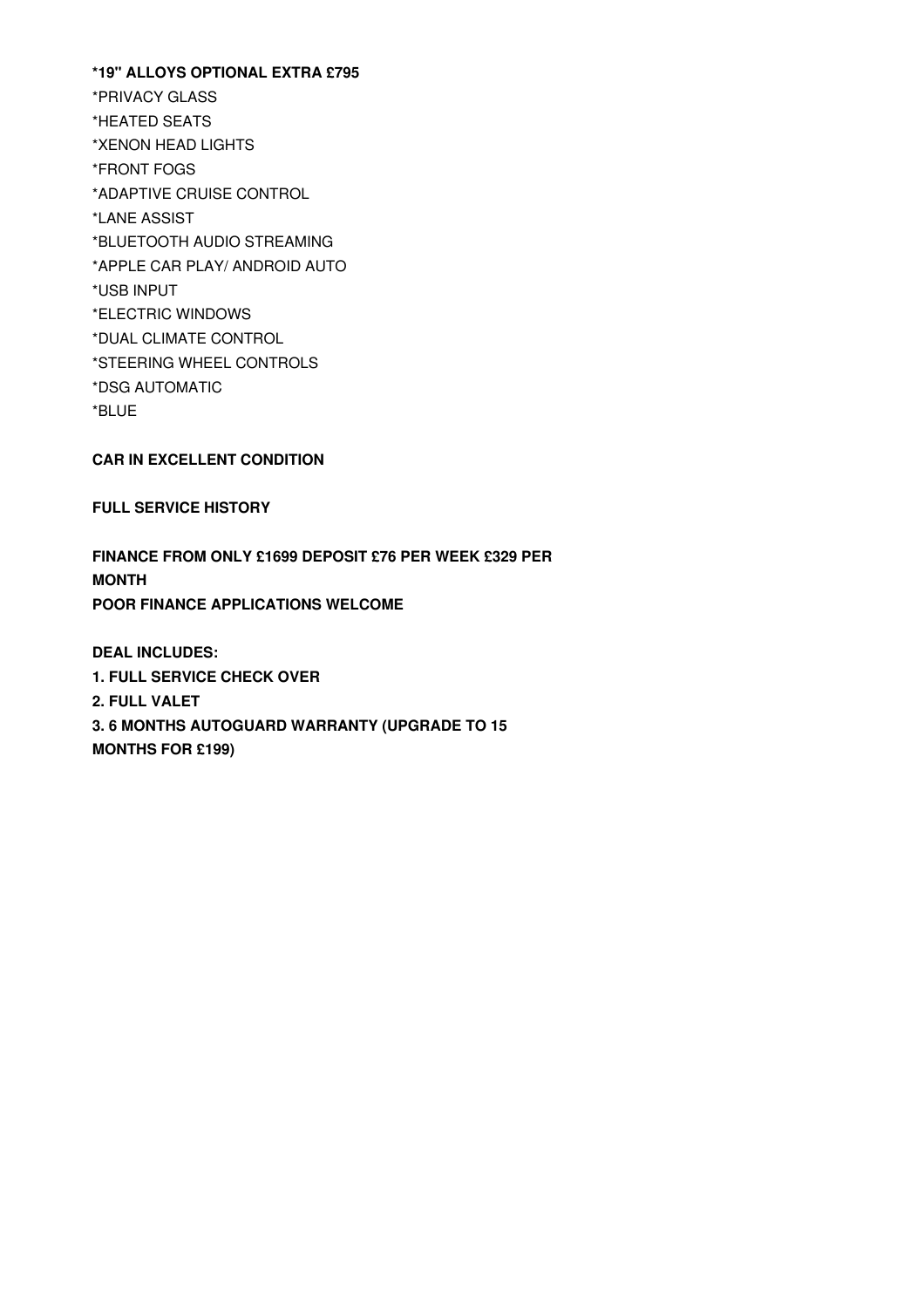**\*19" ALLOYS OPTIONAL EXTRA £795**

\*PRIVACY GLASS

\*HEATED SEATS

\*XENON HEAD LIGHTS

\*FRONT FOGS

\*ADAPTIVE CRUISE CONTROL

\*LANE ASSIST

\*BLUETOOTH AUDIO STREAMING

\*APPLE CAR PLAY/ ANDROID AUTO

\*USB INPUT

\*ELECTRIC WINDOWS

\*DUAL CLIMATE CONTROL

\*STEERING WHEEL CONTROLS

\*DSG AUTOMATIC

\*BLUE

**CAR IN EXCELLENT CONDITION**

**FULL SERVICE HISTORY**

**FINANCE FROM ONLY £1699 DEPOSIT £76 PER WEEK £329 PER MONTH**
**POOR FINANCE APPLICATIONS WELCOME**

**DEAL INCLUDES:**
**1. FULL SERVICE CHECK OVER**
**2. FULL VALET**
**3. 6 MONTHS AUTOGUARD WARRANTY (UPGRADE TO 15 MONTHS FOR £199)**